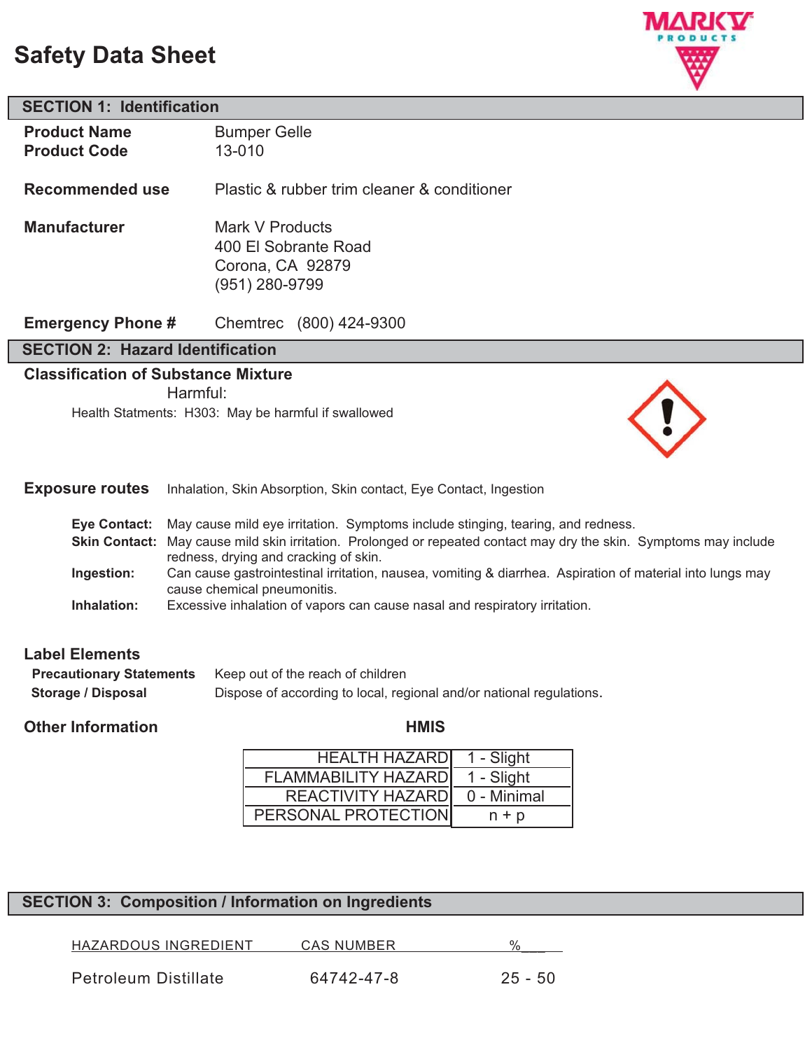# Safety Data Sheet

## SECTION 1: Identification

**Product Name** Bumper Gelle
**Product Code** 13-010

**Recommended use** Plastic & rubber trim cleaner & conditioner

**Manufacturer** Mark V Products
400 El Sobrante Road
Corona, CA 92879
(951) 280-9799

**Emergency Phone #** Chemtrec (800) 424-9300

## SECTION 2: Hazard Identification

### Classification of Substance Mixture

Harmful:

Health Statments: H303: May be harmful if swallowed

**Exposure routes** Inhalation, Skin Absorption, Skin contact, Eye Contact, Ingestion

**Eye Contact:** May cause mild eye irritation. Symptoms include stinging, tearing, and redness.

**Skin Contact:** May cause mild skin irritation. Prolonged or repeated contact may dry the skin. Symptoms may include redness, drying and cracking of skin.

**Ingestion:** Can cause gastrointestinal irritation, nausea, vomiting & diarrhea. Aspiration of material into lungs may cause chemical pneumonitis.

**Inhalation:** Excessive inhalation of vapors can cause nasal and respiratory irritation.

### Label Elements

**Precautionary Statements** Keep out of the reach of children

**Storage / Disposal** Dispose of according to local, regional and/or national regulations.

### Other Information

**HMIS**

| | |
|---|---|
| HEALTH HAZARD | 1 - Slight |
| FLAMMABILITY HAZARD | 1 - Slight |
| REACTIVITY HAZARD | 0 - Minimal |
| PERSONAL PROTECTION | n + p |

## SECTION 3: Composition / Information on Ingredients

| HAZARDOUS INGREDIENT | CAS NUMBER | % |
|---|---|---|
| Petroleum Distillate | 64742-47-8 | 25 - 50 |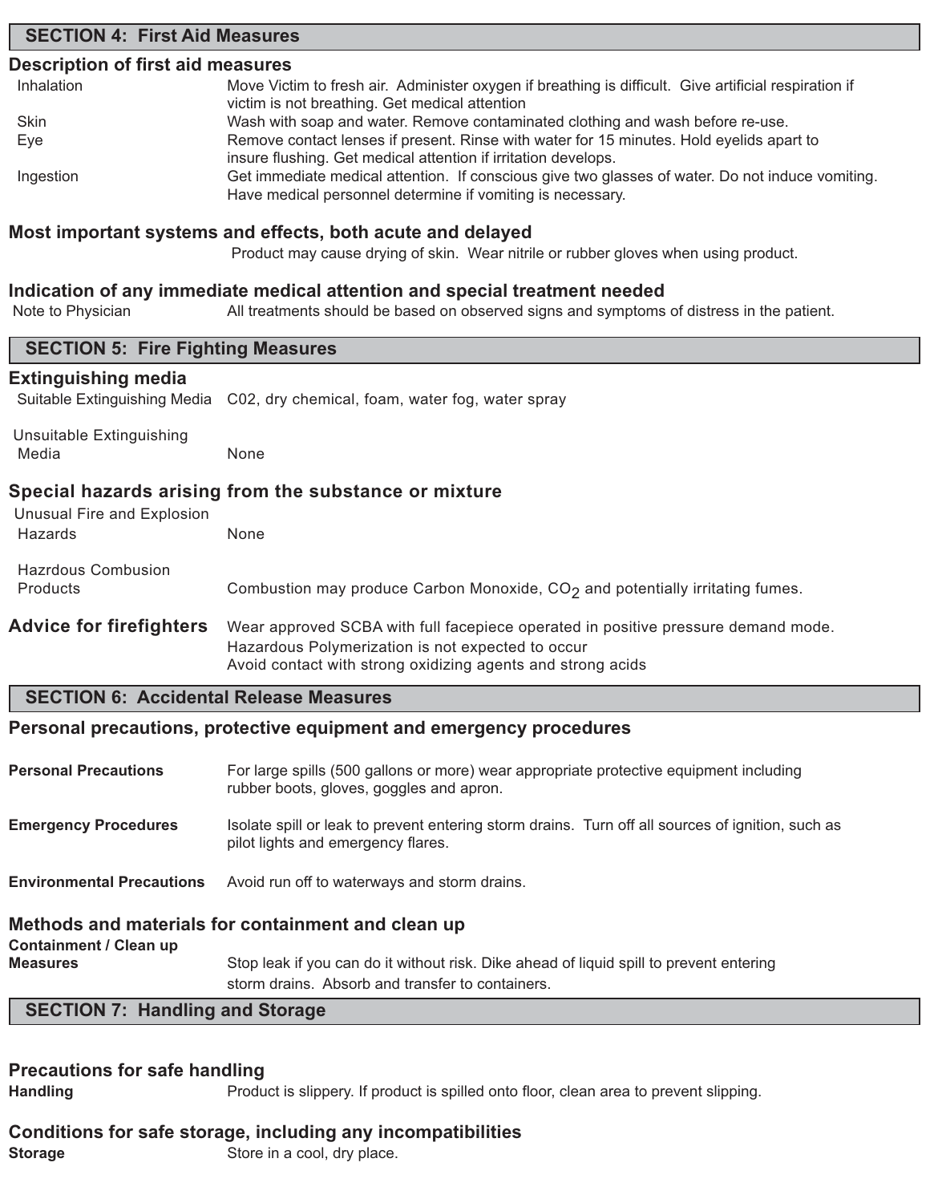## SECTION 4: First Aid Measures

### Description of first aid measures

| | |
|---|---|
| Inhalation | Move Victim to fresh air. Administer oxygen if breathing is difficult. Give artificial respiration if victim is not breathing. Get medical attention |
| Skin | Wash with soap and water. Remove contaminated clothing and wash before re-use. |
| Eye | Remove contact lenses if present. Rinse with water for 15 minutes. Hold eyelids apart to insure flushing. Get medical attention if irritation develops. |
| Ingestion | Get immediate medical attention. If conscious give two glasses of water. Do not induce vomiting. Have medical personnel determine if vomiting is necessary. |

### Most important systems and effects, both acute and delayed

Product may cause drying of skin. Wear nitrile or rubber gloves when using product.

### Indication of any immediate medical attention and special treatment needed

Note to Physician: All treatments should be based on observed signs and symptoms of distress in the patient.

## SECTION 5: Fire Fighting Measures

### Extinguishing media

| | |
|---|---|
| Suitable Extinguishing Media | C02, dry chemical, foam, water fog, water spray |
| Unsuitable Extinguishing Media | None |

### Special hazards arising from the substance or mixture

| | |
|---|---|
| Unusual Fire and Explosion Hazards | None |
| Hazrdous Combustion Products | Combustion may produce Carbon Monoxide, $CO_2$ and potentially irritating fumes. |

### Advice for firefighters

Wear approved SCBA with full facepiece operated in positive pressure demand mode.
Hazardous Polymerization is not expected to occur
Avoid contact with strong oxidizing agents and strong acids

## SECTION 6: Accidental Release Measures

### Personal precautions, protective equipment and emergency procedures

**Personal Precautions**: For large spills (500 gallons or more) wear appropriate protective equipment including rubber boots, gloves, goggles and apron.

**Emergency Procedures**: Isolate spill or leak to prevent entering storm drains. Turn off all sources of ignition, such as pilot lights and emergency flares.

**Environmental Precautions**: Avoid run off to waterways and storm drains.

### Methods and materials for containment and clean up

**Containment / Clean up Measures**: Stop leak if you can do it without risk. Dike ahead of liquid spill to prevent entering storm drains. Absorb and transfer to containers.

## SECTION 7: Handling and Storage

### Precautions for safe handling

**Handling**: Product is slippery. If product is spilled onto floor, clean area to prevent slipping.

### Conditions for safe storage, including any incompatibilities

**Storage**: Store in a cool, dry place.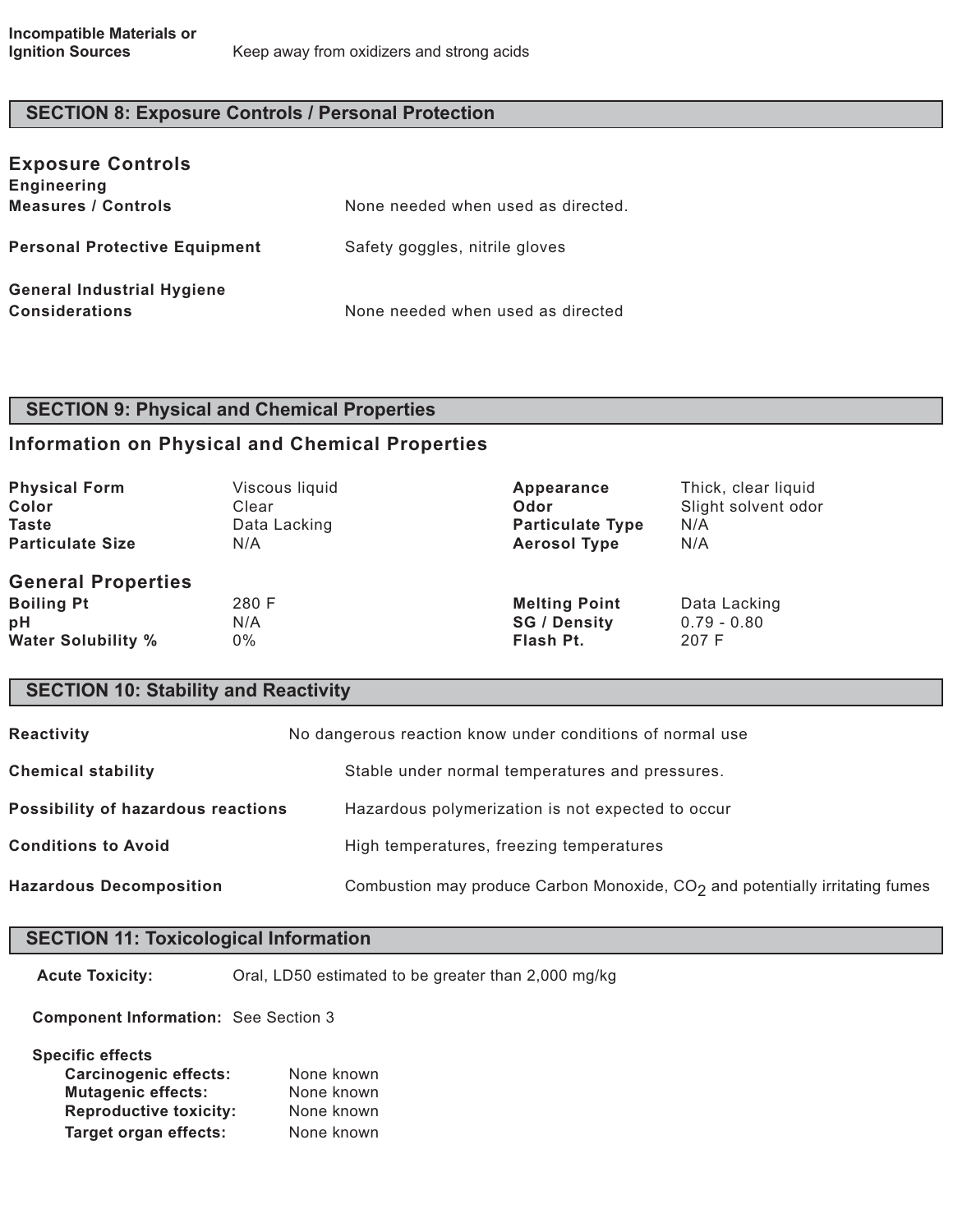**Incompatible Materials or Ignition Sources** Keep away from oxidizers and strong acids

## SECTION 8: Exposure Controls / Personal Protection

### Exposure Controls

| | |
|---|---|
| **Engineering Measures / Controls** | None needed when used as directed. |
| **Personal Protective Equipment** | Safety goggles, nitrile gloves |
| **General Industrial Hygiene Considerations** | None needed when used as directed |

## SECTION 9: Physical and Chemical Properties

### Information on Physical and Chemical Properties

| | | | |
|---|---|---|---|
| **Physical Form** | Viscous liquid | **Appearance** | Thick, clear liquid |
| **Color** | Clear | **Odor** | Slight solvent odor |
| **Taste** | Data Lacking | **Particulate Type** | N/A |
| **Particulate Size** | N/A | **Aerosol Type** | N/A |

### General Properties

| | | | |
|---|---|---|---|
| **Boiling Pt** | 280 F | **Melting Point** | Data Lacking |
| **pH** | N/A | **SG / Density** | 0.79 - 0.80 |
| **Water Solubility %** | 0% | **Flash Pt.** | 207 F |

## SECTION 10: Stability and Reactivity

| | |
|---|---|
| **Reactivity** | No dangerous reaction know under conditions of normal use |
| **Chemical stability** | Stable under normal temperatures and pressures. |
| **Possibility of hazardous reactions** | Hazardous polymerization is not expected to occur |
| **Conditions to Avoid** | High temperatures, freezing temperatures |
| **Hazardous Decomposition** | Combustion may produce Carbon Monoxide, $CO_2$ and potentially irritating fumes |

## SECTION 11: Toxicological Information

**Acute Toxicity:** Oral, LD50 estimated to be greater than 2,000 mg/kg

**Component Information:** See Section 3

**Specific effects**

- **Carcinogenic effects:** None known
- **Mutagenic effects:** None known
- **Reproductive toxicity:** None known
- **Target organ effects:** None known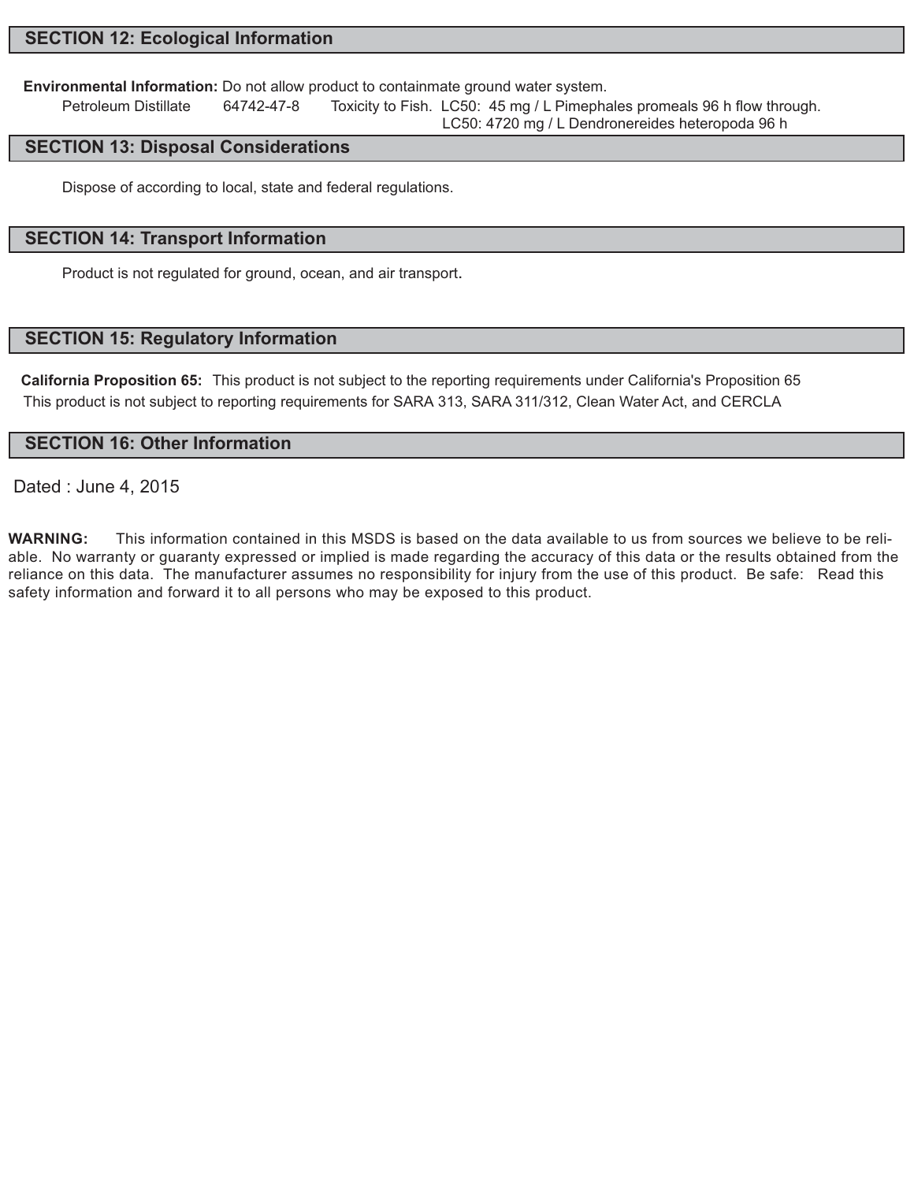## SECTION 12: Ecological Information

**Environmental Information:** Do not allow product to containmate ground water system.

Petroleum Distillate 64742-47-8 Toxicity to Fish. LC50: 45 mg / L Pimephales promeals 96 h flow through.
LC50: 4720 mg / L Dendronereides heteropoda 96 h

## SECTION 13: Disposal Considerations

Dispose of according to local, state and federal regulations.

## SECTION 14: Transport Information

Product is not regulated for ground, ocean, and air transport.

## SECTION 15: Regulatory Information

**California Proposition 65:** This product is not subject to the reporting requirements under California's Proposition 65
This product is not subject to reporting requirements for SARA 313, SARA 311/312, Clean Water Act, and CERCLA

## SECTION 16: Other Information

Dated : June 4, 2015

**WARNING:** This information contained in this MSDS is based on the data available to us from sources we believe to be reliable. No warranty or guaranty expressed or implied is made regarding the accuracy of this data or the results obtained from the reliance on this data. The manufacturer assumes no responsibility for injury from the use of this product. Be safe: Read this safety information and forward it to all persons who may be exposed to this product.